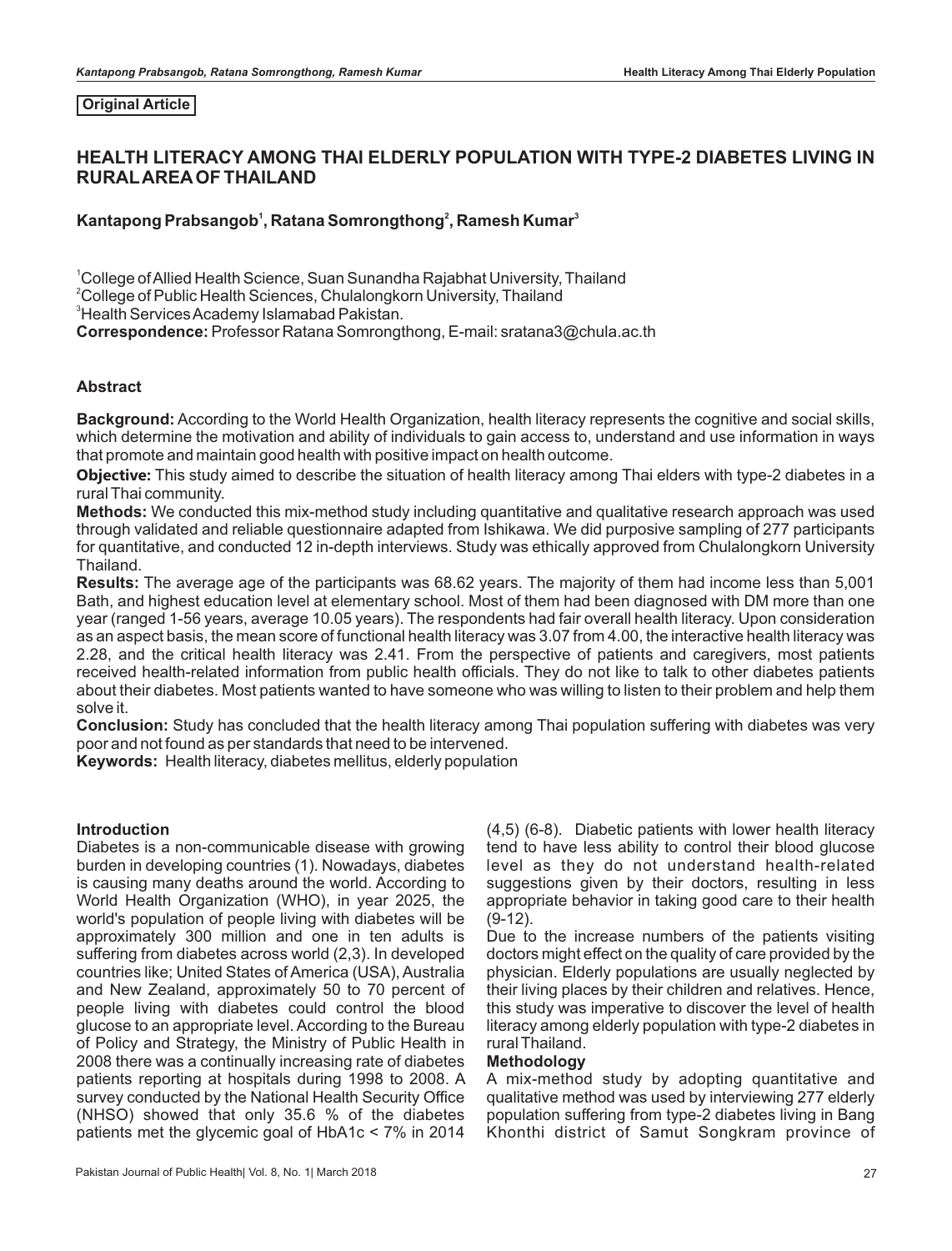**Original Article**

# HEALTH LITERACY AMONG THAI ELDERLY POPULATION WITH TYPE-2 DIABETES LIVING IN RURAL AREA OF THAILAND

**Kantapong Prabsangob[1], Ratana Somrongthong[2], Ramesh Kumar[3]**

[1]College of Allied Health Science, Suan Sunandha Rajabhat University, Thailand
[2]College of Public Health Sciences, Chulalongkorn University, Thailand
[3]Health Services Academy Islamabad Pakistan.
**Correspondence:** Professor Ratana Somrongthong, E-mail: sratana3@chula.ac.th

## Abstract

**Background:** According to the World Health Organization, health literacy represents the cognitive and social skills, which determine the motivation and ability of individuals to gain access to, understand and use information in ways that promote and maintain good health with positive impact on health outcome.

**Objective:** This study aimed to describe the situation of health literacy among Thai elders with type-2 diabetes in a rural Thai community.

**Methods:** We conducted this mix-method study including quantitative and qualitative research approach was used through validated and reliable questionnaire adapted from Ishikawa. We did purposive sampling of 277 participants for quantitative, and conducted 12 in-depth interviews. Study was ethically approved from Chulalongkorn University Thailand.

**Results:** The average age of the participants was 68.62 years. The majority of them had income less than 5,001 Bath, and highest education level at elementary school. Most of them had been diagnosed with DM more than one year (ranged 1-56 years, average 10.05 years). The respondents had fair overall health literacy. Upon consideration as an aspect basis, the mean score of functional health literacy was 3.07 from 4.00, the interactive health literacy was 2.28, and the critical health literacy was 2.41. From the perspective of patients and caregivers, most patients received health-related information from public health officials. They do not like to talk to other diabetes patients about their diabetes. Most patients wanted to have someone who was willing to listen to their problem and help them solve it.

**Conclusion:** Study has concluded that the health literacy among Thai population suffering with diabetes was very poor and not found as per standards that need to be intervened.

**Keywords:** Health literacy, diabetes mellitus, elderly population

## Introduction

Diabetes is a non-communicable disease with growing burden in developing countries (1). Nowadays, diabetes is causing many deaths around the world. According to World Health Organization (WHO), in year 2025, the world's population of people living with diabetes will be approximately 300 million and one in ten adults is suffering from diabetes across world (2,3). In developed countries like; United States of America (USA), Australia and New Zealand, approximately 50 to 70 percent of people living with diabetes could control the blood glucose to an appropriate level. According to the Bureau of Policy and Strategy, the Ministry of Public Health in 2008 there was a continually increasing rate of diabetes patients reporting at hospitals during 1998 to 2008. A survey conducted by the National Health Security Office (NHSO) showed that only 35.6 % of the diabetes patients met the glycemic goal of HbA1c < 7% in 2014 (4,5) (6-8). Diabetic patients with lower health literacy tend to have less ability to control their blood glucose level as they do not understand health-related suggestions given by their doctors, resulting in less appropriate behavior in taking good care to their health (9-12).

Due to the increase numbers of the patients visiting doctors might effect on the quality of care provided by the physician. Elderly populations are usually neglected by their living places by their children and relatives. Hence, this study was imperative to discover the level of health literacy among elderly population with type-2 diabetes in rural Thailand.

## Methodology

A mix-method study by adopting quantitative and qualitative method was used by interviewing 277 elderly population suffering from type-2 diabetes living in Bang Khonthi district of Samut Songkram province of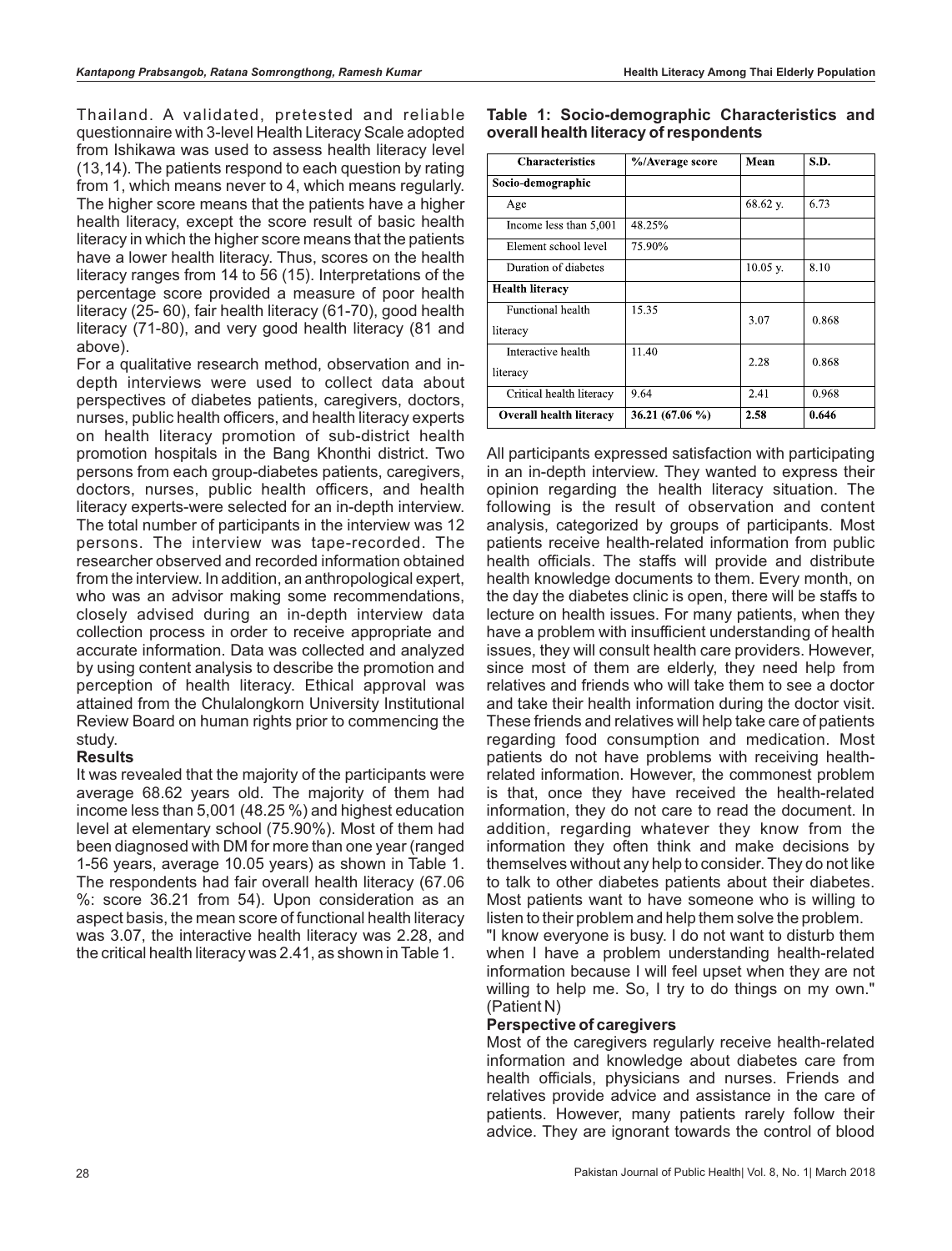Thailand. A validated, pretested and reliable questionnaire with 3-level Health Literacy Scale adopted from Ishikawa was used to assess health literacy level (13,14). The patients respond to each question by rating from 1, which means never to 4, which means regularly. The higher score means that the patients have a higher health literacy, except the score result of basic health literacy in which the higher score means that the patients have a lower health literacy. Thus, scores on the health literacy ranges from 14 to 56 (15). Interpretations of the percentage score provided a measure of poor health literacy (25- 60), fair health literacy (61-70), good health literacy (71-80), and very good health literacy (81 and above).

For a qualitative research method, observation and in-depth interviews were used to collect data about perspectives of diabetes patients, caregivers, doctors, nurses, public health officers, and health literacy experts on health literacy promotion of sub-district health promotion hospitals in the Bang Khonthi district. Two persons from each group-diabetes patients, caregivers, doctors, nurses, public health officers, and health literacy experts-were selected for an in-depth interview. The total number of participants in the interview was 12 persons. The interview was tape-recorded. The researcher observed and recorded information obtained from the interview. In addition, an anthropological expert, who was an advisor making some recommendations, closely advised during an in-depth interview data collection process in order to receive appropriate and accurate information. Data was collected and analyzed by using content analysis to describe the promotion and perception of health literacy. Ethical approval was attained from the Chulalongkorn University Institutional Review Board on human rights prior to commencing the study.

### Results

It was revealed that the majority of the participants were average 68.62 years old. The majority of them had income less than 5,001 (48.25 %) and highest education level at elementary school (75.90%). Most of them had been diagnosed with DM for more than one year (ranged 1-56 years, average 10.05 years) as shown in Table 1. The respondents had fair overall health literacy (67.06 %: score 36.21 from 54). Upon consideration as an aspect basis, the mean score of functional health literacy was 3.07, the interactive health literacy was 2.28, and the critical health literacy was 2.41, as shown in Table 1.

**Table 1: Socio-demographic Characteristics and overall health literacy of respondents**

| Characteristics | %/Average score | Mean | S.D. |
|---|---|---|---|
| **Socio-demographic** | | | |
| Age | | 68.62 y. | 6.73 |
| Income less than 5,001 | 48.25% | | |
| Element school level | 75.90% | | |
| Duration of diabetes | | 10.05 y. | 8.10 |
| **Health literacy** | | | |
| Functional health literacy | 15.35 | 3.07 | 0.868 |
| Interactive health literacy | 11.40 | 2.28 | 0.868 |
| Critical health literacy | 9.64 | 2.41 | 0.968 |
| **Overall health literacy** | **36.21 (67.06 %)** | **2.58** | **0.646** |

All participants expressed satisfaction with participating in an in-depth interview. They wanted to express their opinion regarding the health literacy situation. The following is the result of observation and content analysis, categorized by groups of participants. Most patients receive health-related information from public health officials. The staffs will provide and distribute health knowledge documents to them. Every month, on the day the diabetes clinic is open, there will be staffs to lecture on health issues. For many patients, when they have a problem with insufficient understanding of health issues, they will consult health care providers. However, since most of them are elderly, they need help from relatives and friends who will take them to see a doctor and take their health information during the doctor visit. These friends and relatives will help take care of patients regarding food consumption and medication. Most patients do not have problems with receiving health-related information. However, the commonest problem is that, once they have received the health-related information, they do not care to read the document. In addition, regarding whatever they know from the information they often think and make decisions by themselves without any help to consider. They do not like to talk to other diabetes patients about their diabetes. Most patients want to have someone who is willing to listen to their problem and help them solve the problem.

"I know everyone is busy. I do not want to disturb them when I have a problem understanding health-related information because I will feel upset when they are not willing to help me. So, I try to do things on my own." (Patient N)

### Perspective of caregivers

Most of the caregivers regularly receive health-related information and knowledge about diabetes care from health officials, physicians and nurses. Friends and relatives provide advice and assistance in the care of patients. However, many patients rarely follow their advice. They are ignorant towards the control of blood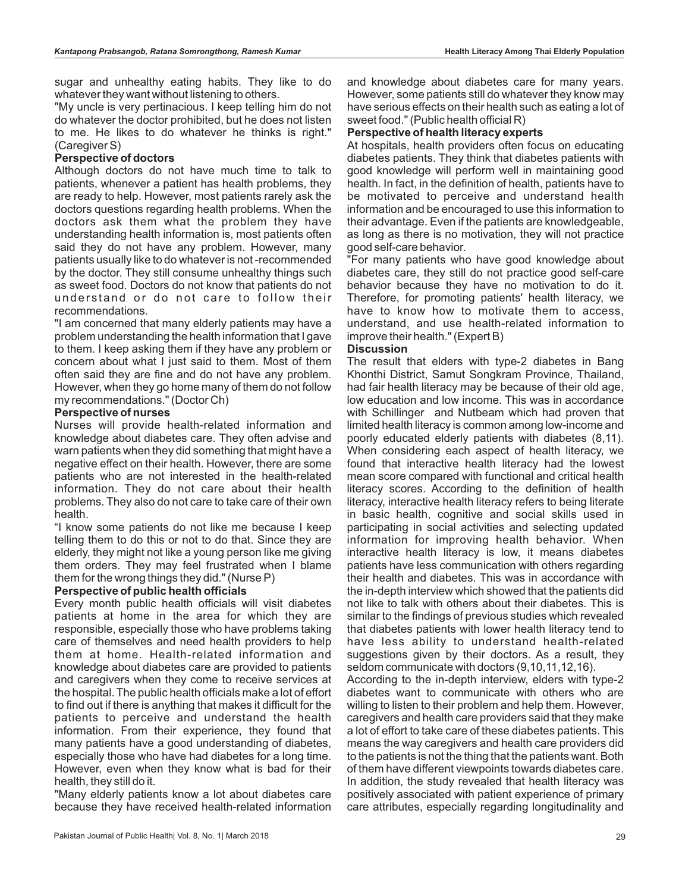sugar and unhealthy eating habits. They like to do whatever they want without listening to others.

"My uncle is very pertinacious. I keep telling him do not do whatever the doctor prohibited, but he does not listen to me. He likes to do whatever he thinks is right." (Caregiver S)

**Perspective of doctors**

Although doctors do not have much time to talk to patients, whenever a patient has health problems, they are ready to help. However, most patients rarely ask the doctors questions regarding health problems. When the doctors ask them what the problem they have understanding health information is, most patients often said they do not have any problem. However, many patients usually like to do whatever is not -recommended by the doctor. They still consume unhealthy things such as sweet food. Doctors do not know that patients do not understand or do not care to follow their recommendations.

"I am concerned that many elderly patients may have a problem understanding the health information that I gave to them. I keep asking them if they have any problem or concern about what I just said to them. Most of them often said they are fine and do not have any problem. However, when they go home many of them do not follow my recommendations." (Doctor Ch)

**Perspective of nurses**

Nurses will provide health-related information and knowledge about diabetes care. They often advise and warn patients when they did something that might have a negative effect on their health. However, there are some patients who are not interested in the health-related information. They do not care about their health problems. They also do not care to take care of their own health.

"I know some patients do not like me because I keep telling them to do this or not to do that. Since they are elderly, they might not like a young person like me giving them orders. They may feel frustrated when I blame them for the wrong things they did." (Nurse P)

**Perspective of public health officials**

Every month public health officials will visit diabetes patients at home in the area for which they are responsible, especially those who have problems taking care of themselves and need health providers to help them at home. Health-related information and knowledge about diabetes care are provided to patients and caregivers when they come to receive services at the hospital. The public health officials make a lot of effort to find out if there is anything that makes it difficult for the patients to perceive and understand the health information. From their experience, they found that many patients have a good understanding of diabetes, especially those who have had diabetes for a long time. However, even when they know what is bad for their health, they still do it.

"Many elderly patients know a lot about diabetes care because they have received health-related information and knowledge about diabetes care for many years. However, some patients still do whatever they know may have serious effects on their health such as eating a lot of sweet food." (Public health official R)

**Perspective of health literacy experts**

At hospitals, health providers often focus on educating diabetes patients. They think that diabetes patients with good knowledge will perform well in maintaining good health. In fact, in the definition of health, patients have to be motivated to perceive and understand health information and be encouraged to use this information to their advantage. Even if the patients are knowledgeable, as long as there is no motivation, they will not practice good self-care behavior.

"For many patients who have good knowledge about diabetes care, they still do not practice good self-care behavior because they have no motivation to do it. Therefore, for promoting patients' health literacy, we have to know how to motivate them to access, understand, and use health-related information to improve their health." (Expert B)

## Discussion

The result that elders with type-2 diabetes in Bang Khonthi District, Samut Songkram Province, Thailand, had fair health literacy may be because of their old age, low education and low income. This was in accordance with Schillinger and Nutbeam which had proven that limited health literacy is common among low-income and poorly educated elderly patients with diabetes (8,11). When considering each aspect of health literacy, we found that interactive health literacy had the lowest mean score compared with functional and critical health literacy scores. According to the definition of health literacy, interactive health literacy refers to being literate in basic health, cognitive and social skills used in participating in social activities and selecting updated information for improving health behavior. When interactive health literacy is low, it means diabetes patients have less communication with others regarding their health and diabetes. This was in accordance with the in-depth interview which showed that the patients did not like to talk with others about their diabetes. This is similar to the findings of previous studies which revealed that diabetes patients with lower health literacy tend to have less ability to understand health-related suggestions given by their doctors. As a result, they seldom communicate with doctors (9,10,11,12,16).

According to the in-depth interview, elders with type-2 diabetes want to communicate with others who are willing to listen to their problem and help them. However, caregivers and health care providers said that they make a lot of effort to take care of these diabetes patients. This means the way caregivers and health care providers did to the patients is not the thing that the patients want. Both of them have different viewpoints towards diabetes care. In addition, the study revealed that health literacy was positively associated with patient experience of primary care attributes, especially regarding longitudinality and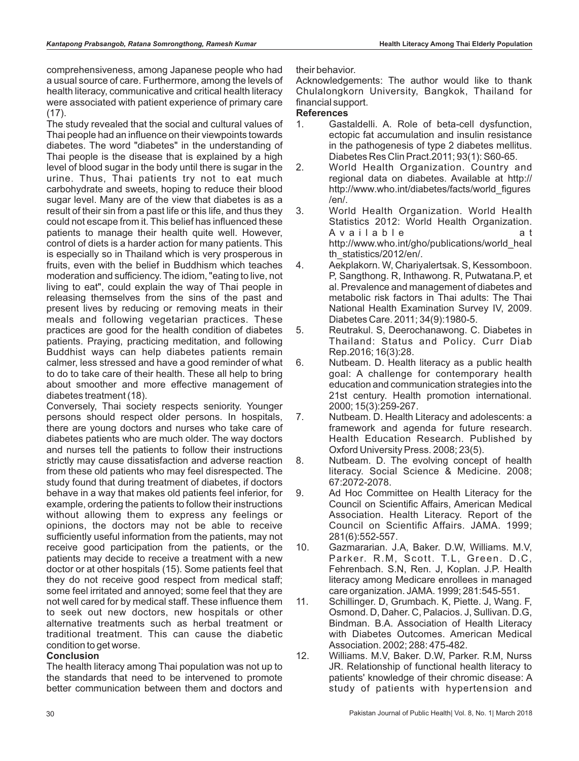comprehensiveness, among Japanese people who had a usual source of care. Furthermore, among the levels of health literacy, communicative and critical health literacy were associated with patient experience of primary care (17).

The study revealed that the social and cultural values of Thai people had an influence on their viewpoints towards diabetes. The word "diabetes" in the understanding of Thai people is the disease that is explained by a high level of blood sugar in the body until there is sugar in the urine. Thus, Thai patients try not to eat much carbohydrate and sweets, hoping to reduce their blood sugar level. Many are of the view that diabetes is as a result of their sin from a past life or this life, and thus they could not escape from it. This belief has influenced these patients to manage their health quite well. However, control of diets is a harder action for many patients. This is especially so in Thailand which is very prosperous in fruits, even with the belief in Buddhism which teaches moderation and sufficiency. The idiom, "eating to live, not living to eat", could explain the way of Thai people in releasing themselves from the sins of the past and present lives by reducing or removing meats in their meals and following vegetarian practices. These practices are good for the health condition of diabetes patients. Praying, practicing meditation, and following Buddhist ways can help diabetes patients remain calmer, less stressed and have a good reminder of what to do to take care of their health. These all help to bring about smoother and more effective management of diabetes treatment (18).

Conversely, Thai society respects seniority. Younger persons should respect older persons. In hospitals, there are young doctors and nurses who take care of diabetes patients who are much older. The way doctors and nurses tell the patients to follow their instructions strictly may cause dissatisfaction and adverse reaction from these old patients who may feel disrespected. The study found that during treatment of diabetes, if doctors behave in a way that makes old patients feel inferior, for example, ordering the patients to follow their instructions without allowing them to express any feelings or opinions, the doctors may not be able to receive sufficiently useful information from the patients, may not receive good participation from the patients, or the patients may decide to receive a treatment with a new doctor or at other hospitals (15). Some patients feel that they do not receive good respect from medical staff; some feel irritated and annoyed; some feel that they are not well cared for by medical staff. These influence them to seek out new doctors, new hospitals or other alternative treatments such as herbal treatment or traditional treatment. This can cause the diabetic condition to get worse.

## Conclusion

The health literacy among Thai population was not up to the standards that need to be intervened to promote better communication between them and doctors and their behavior.

Acknowledgements: The author would like to thank Chulalongkorn University, Bangkok, Thailand for financial support.

## References

1. Gastaldelli. A. Role of beta-cell dysfunction, ectopic fat accumulation and insulin resistance in the pathogenesis of type 2 diabetes mellitus. Diabetes Res Clin Pract.2011; 93(1): S60-65.
2. World Health Organization. Country and regional data on diabetes. Available at http://http://www.who.int/diabetes/facts/world_figures/en/.
3. World Health Organization. World Health Statistics 2012: World Health Organization. Available at http://www.who.int/gho/publications/world_health_statistics/2012/en/.
4. Aekplakorn. W, Chariyalertsak. S, Kessomboon. P, Sangthong. R, Inthawong. R, Putwatana.P, et al. Prevalence and management of diabetes and metabolic risk factors in Thai adults: The Thai National Health Examination Survey IV, 2009. Diabetes Care. 2011; 34(9):1980-5.
5. Reutrakul. S, Deerochanawong. C. Diabetes in Thailand: Status and Policy. Curr Diab Rep.2016; 16(3):28.
6. Nutbeam. D. Health literacy as a public health goal: A challenge for contemporary health education and communication strategies into the 21st century. Health promotion international. 2000; 15(3):259-267.
7. Nutbeam. D. Health Literacy and adolescents: a framework and agenda for future research. Health Education Research. Published by Oxford University Press. 2008; 23(5).
8. Nutbeam. D. The evolving concept of health literacy. Social Science & Medicine. 2008; 67:2072-2078.
9. Ad Hoc Committee on Health Literacy for the Council on Scientific Affairs, American Medical Association. Health Literacy. Report of the Council on Scientific Affairs. JAMA. 1999; 281(6):552-557.
10. Gazmararian. J.A, Baker. D.W, Williams. M.V, Parker. R.M, Scott. T.L, Green. D.C, Fehrenbach. S.N, Ren. J, Koplan. J.P. Health literacy among Medicare enrollees in managed care organization. JAMA. 1999; 281:545-551.
11. Schillinger. D, Grumbach. K, Piette. J, Wang. F, Osmond. D, Daher. C, Palacios. J, Sullivan. D.G, Bindman. B.A. Association of Health Literacy with Diabetes Outcomes. American Medical Association. 2002; 288: 475-482.
12. Williams. M.V, Baker. D.W, Parker. R.M, Nurss JR. Relationship of functional health literacy to patients' knowledge of their chromic disease: A study of patients with hypertension and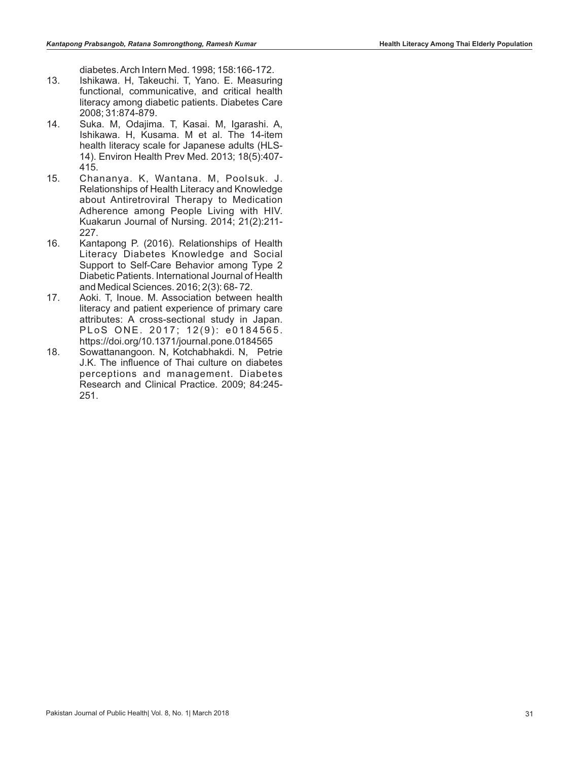diabetes. Arch Intern Med. 1998; 158:166-172.

13. Ishikawa. H, Takeuchi. T, Yano. E. Measuring functional, communicative, and critical health literacy among diabetic patients. Diabetes Care 2008; 31:874-879.
14. Suka. M, Odajima. T, Kasai. M, Igarashi. A, Ishikawa. H, Kusama. M et al. The 14-item health literacy scale for Japanese adults (HLS-14). Environ Health Prev Med. 2013; 18(5):407-415.
15. Chananya. K, Wantana. M, Poolsuk. J. Relationships of Health Literacy and Knowledge about Antiretroviral Therapy to Medication Adherence among People Living with HIV. Kuakarun Journal of Nursing. 2014; 21(2):211-227.
16. Kantapong P. (2016). Relationships of Health Literacy Diabetes Knowledge and Social Support to Self-Care Behavior among Type 2 Diabetic Patients. International Journal of Health and Medical Sciences. 2016; 2(3): 68- 72.
17. Aoki. T, Inoue. M. Association between health literacy and patient experience of primary care attributes: A cross-sectional study in Japan. PLoS ONE. 2017; 12(9): e0184565. https://doi.org/10.1371/journal.pone.0184565
18. Sowattanangoon. N, Kotchabhakdi. N, Petrie J.K. The influence of Thai culture on diabetes perceptions and management. Diabetes Research and Clinical Practice. 2009; 84:245-251.